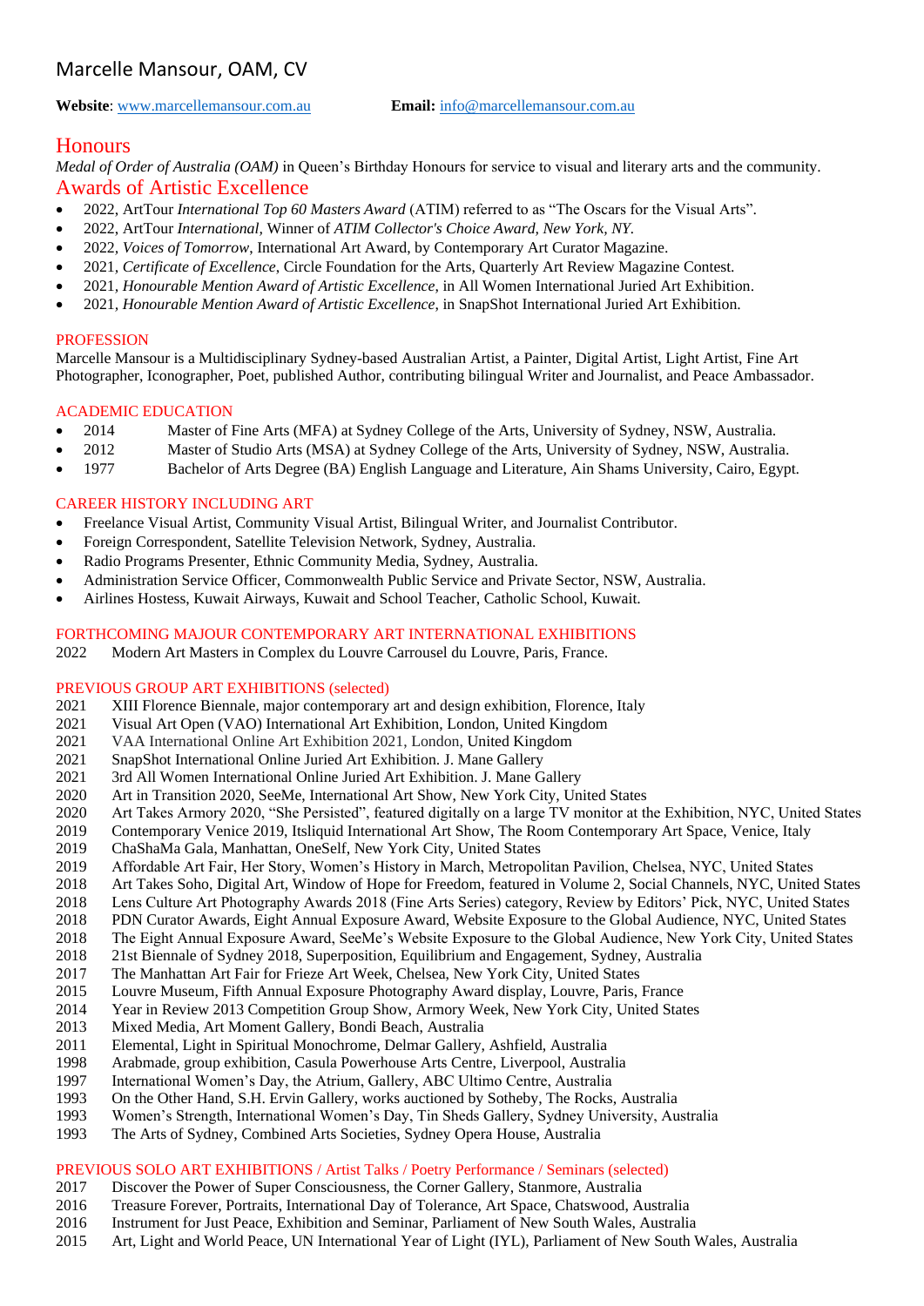# Marcelle Mansour, OAM, CV

**Website**: www.marcellemansour.com.au **Email:** info@marcellemansour.com.au

## Honours

*Medal of Order of Australia (OAM)* in Queen's Birthday Honours for service to visual and literary arts and the community.

## Awards of Artistic Excellence

- 2022, ArtTour *International Top 60 Masters Award* (ATIM) referred to as "The Oscars for the Visual Arts".
- 2022, ArtTour *International,* Winner of *ATIM Collector's Choice Award, New York, NY.*
- 2022, *Voices of Tomorrow*, International Art Award, by Contemporary Art Curator Magazine.
- 2021, *Certificate of Excellence*, Circle Foundation for the Arts, Quarterly Art Review Magazine Contest.
- 2021, *Honourable Mention Award of Artistic Excellence*, in All Women International Juried Art Exhibition.
- 2021, *Honourable Mention Award of Artistic Excellence*, in SnapShot International Juried Art Exhibition.

### PROFESSION

Marcelle Mansour is a Multidisciplinary Sydney-based Australian Artist, a Painter, Digital Artist, Light Artist, Fine Art Photographer, Iconographer, Poet, published Author, contributing bilingual Writer and Journalist, and Peace Ambassador.

### ACADEMIC EDUCATION

- 2014 Master of Fine Arts (MFA) at Sydney College of the Arts, University of Sydney, NSW, Australia.
- 2012 Master of Studio Arts (MSA) at Sydney College of the Arts, University of Sydney, NSW, Australia.
- 1977 Bachelor of Arts Degree (BA) English Language and Literature, Ain Shams University, Cairo, Egypt.

### CAREER HISTORY INCLUDING ART

- Freelance Visual Artist, Community Visual Artist, Bilingual Writer, and Journalist Contributor.
- Foreign Correspondent, Satellite Television Network, Sydney, Australia.
- Radio Programs Presenter, Ethnic Community Media, Sydney, Australia.
- Administration Service Officer, Commonwealth Public Service and Private Sector, NSW, Australia.
- Airlines Hostess, Kuwait Airways, Kuwait and School Teacher, Catholic School, Kuwait.

### FORTHCOMING MAJOUR CONTEMPORARY ART INTERNATIONAL EXHIBITIONS

2022 Modern Art Masters in Complex du Louvre Carrousel du Louvre, Paris, France.

### PREVIOUS GROUP ART EXHIBITIONS (selected)

2021 XIII Florence Biennale, major contemporary art and design exhibition, Florence, Italy
2021 Visual Art Open (VAO) International Art Exhibition, London, United Kingdom
2021 VAA International Online Art Exhibition 2021, London, United Kingdom
2021 SnapShot International Online Juried Art Exhibition. J. Mane Gallery
2021 3rd All Women International Online Juried Art Exhibition. J. Mane Gallery
2020 Art in Transition 2020, SeeMe, International Art Show, New York City, United States
2020 Art Takes Armory 2020, "She Persisted", featured digitally on a large TV monitor at the Exhibition, NYC, United States
2019 Contemporary Venice 2019, Itsliquid International Art Show, The Room Contemporary Art Space, Venice, Italy
2019 ChaShaMa Gala, Manhattan, OneSelf, New York City, United States
2019 Affordable Art Fair, Her Story, Women's History in March, Metropolitan Pavilion, Chelsea, NYC, United States
2018 Art Takes Soho, Digital Art, Window of Hope for Freedom, featured in Volume 2, Social Channels, NYC, United States
2018 Lens Culture Art Photography Awards 2018 (Fine Arts Series) category, Review by Editors' Pick, NYC, United States
2018 PDN Curator Awards, Eight Annual Exposure Award, Website Exposure to the Global Audience, NYC, United States
2018 The Eight Annual Exposure Award, SeeMe's Website Exposure to the Global Audience, New York City, United States
2018 21st Biennale of Sydney 2018, Superposition, Equilibrium and Engagement, Sydney, Australia
2017 The Manhattan Art Fair for Frieze Art Week, Chelsea, New York City, United States
2015 Louvre Museum, Fifth Annual Exposure Photography Award display, Louvre, Paris, France
2014 Year in Review 2013 Competition Group Show, Armory Week, New York City, United States
2013 Mixed Media, Art Moment Gallery, Bondi Beach, Australia
2011 Elemental, Light in Spiritual Monochrome, Delmar Gallery, Ashfield, Australia
1998 Arabmade, group exhibition, Casula Powerhouse Arts Centre, Liverpool, Australia
1997 International Women's Day, the Atrium, Gallery, ABC Ultimo Centre, Australia
1993 On the Other Hand, S.H. Ervin Gallery, works auctioned by Sotheby, The Rocks, Australia
1993 Women's Strength, International Women's Day, Tin Sheds Gallery, Sydney University, Australia
1993 The Arts of Sydney, Combined Arts Societies, Sydney Opera House, Australia

### PREVIOUS SOLO ART EXHIBITIONS / Artist Talks / Poetry Performance / Seminars (selected)

2017 Discover the Power of Super Consciousness, the Corner Gallery, Stanmore, Australia
2016 Treasure Forever, Portraits, International Day of Tolerance, Art Space, Chatswood, Australia
2016 Instrument for Just Peace, Exhibition and Seminar, Parliament of New South Wales, Australia
2015 Art, Light and World Peace, UN International Year of Light (IYL), Parliament of New South Wales, Australia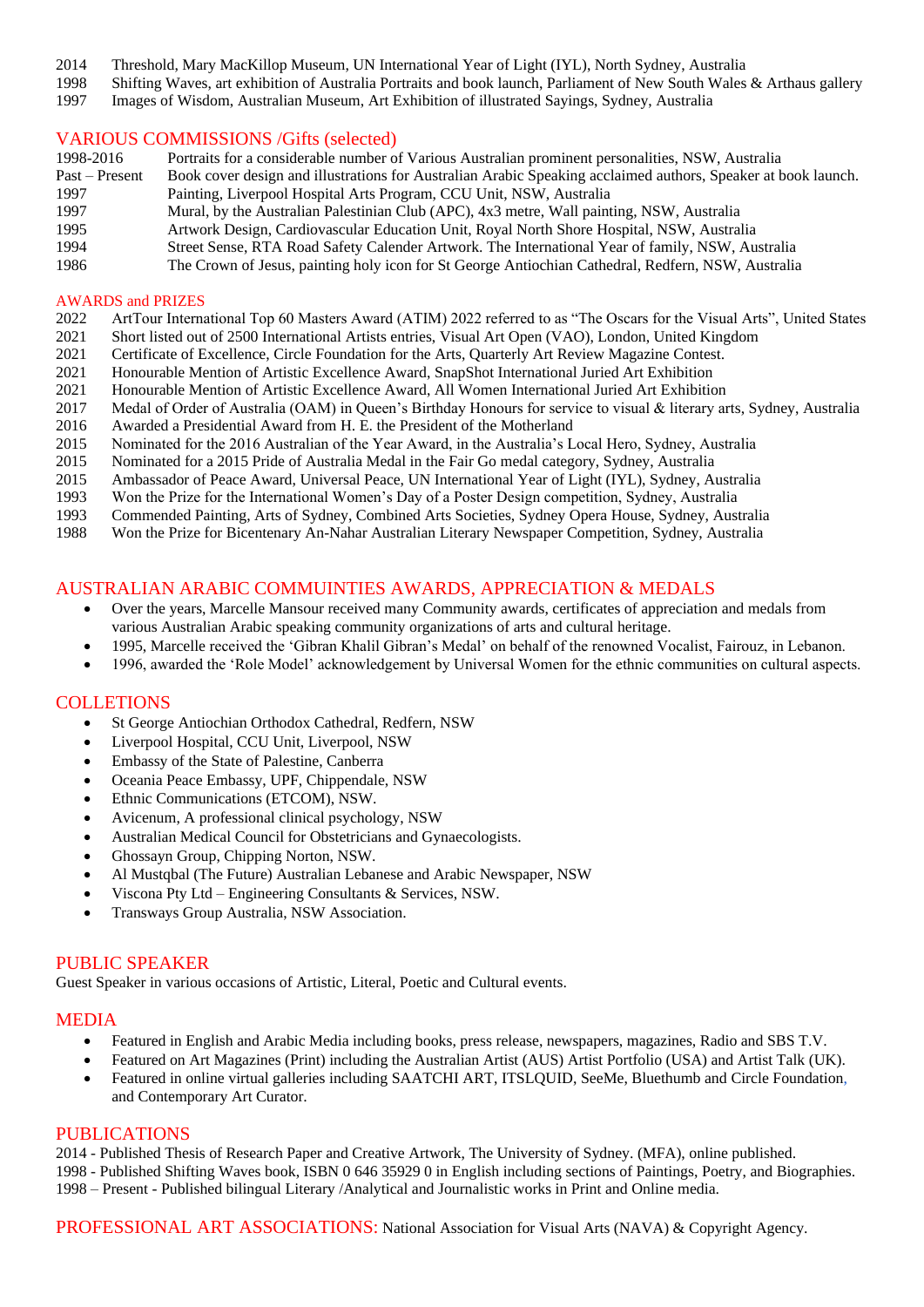2014 Threshold, Mary MacKillop Museum, UN International Year of Light (IYL), North Sydney, Australia
1998 Shifting Waves, art exhibition of Australia Portraits and book launch, Parliament of New South Wales & Arthaus gallery
1997 Images of Wisdom, Australian Museum, Art Exhibition of illustrated Sayings, Sydney, Australia

## VARIOUS COMMISSIONS /Gifts (selected)

| | |
|---|---|
| 1998-2016 | Portraits for a considerable number of Various Australian prominent personalities, NSW, Australia |
| Past – Present | Book cover design and illustrations for Australian Arabic Speaking acclaimed authors, Speaker at book launch. |
| 1997 | Painting, Liverpool Hospital Arts Program, CCU Unit, NSW, Australia |
| 1997 | Mural, by the Australian Palestinian Club (APC), 4x3 metre, Wall painting, NSW, Australia |
| 1995 | Artwork Design, Cardiovascular Education Unit, Royal North Shore Hospital, NSW, Australia |
| 1994 | Street Sense, RTA Road Safety Calender Artwork. The International Year of family, NSW, Australia |
| 1986 | The Crown of Jesus, painting holy icon for St George Antiochian Cathedral, Redfern, NSW, Australia |

## AWARDS and PRIZES

| | |
|---|---|
| 2022 | ArtTour International Top 60 Masters Award (ATIM) 2022 referred to as "The Oscars for the Visual Arts", United States |
| 2021 | Short listed out of 2500 International Artists entries, Visual Art Open (VAO), London, United Kingdom |
| 2021 | Certificate of Excellence, Circle Foundation for the Arts, Quarterly Art Review Magazine Contest. |
| 2021 | Honourable Mention of Artistic Excellence Award, SnapShot International Juried Art Exhibition |
| 2021 | Honourable Mention of Artistic Excellence Award, All Women International Juried Art Exhibition |
| 2017 | Medal of Order of Australia (OAM) in Queen's Birthday Honours for service to visual & literary arts, Sydney, Australia |
| 2016 | Awarded a Presidential Award from H. E. the President of the Motherland |
| 2015 | Nominated for the 2016 Australian of the Year Award, in the Australia's Local Hero, Sydney, Australia |
| 2015 | Nominated for a 2015 Pride of Australia Medal in the Fair Go medal category, Sydney, Australia |
| 2015 | Ambassador of Peace Award, Universal Peace, UN International Year of Light (IYL), Sydney, Australia |
| 1993 | Won the Prize for the International Women's Day of a Poster Design competition, Sydney, Australia |
| 1993 | Commended Painting, Arts of Sydney, Combined Arts Societies, Sydney Opera House, Sydney, Australia |
| 1988 | Won the Prize for Bicentenary An-Nahar Australian Literary Newspaper Competition, Sydney, Australia |

## AUSTRALIAN ARABIC COMMUINTIES AWARDS, APPRECIATION & MEDALS

- Over the years, Marcelle Mansour received many Community awards, certificates of appreciation and medals from various Australian Arabic speaking community organizations of arts and cultural heritage.
- 1995, Marcelle received the 'Gibran Khalil Gibran's Medal' on behalf of the renowned Vocalist, Fairouz, in Lebanon.
- 1996, awarded the 'Role Model' acknowledgement by Universal Women for the ethnic communities on cultural aspects.

## COLLETIONS

- St George Antiochian Orthodox Cathedral, Redfern, NSW
- Liverpool Hospital, CCU Unit, Liverpool, NSW
- Embassy of the State of Palestine, Canberra
- Oceania Peace Embassy, UPF, Chippendale, NSW
- Ethnic Communications (ETCOM), NSW.
- Avicenum, A professional clinical psychology, NSW
- Australian Medical Council for Obstetricians and Gynaecologists.
- Ghossayn Group, Chipping Norton, NSW.
- Al Mustqbal (The Future) Australian Lebanese and Arabic Newspaper, NSW
- Viscona Pty Ltd – Engineering Consultants & Services, NSW.
- Transways Group Australia, NSW Association.

## PUBLIC SPEAKER

Guest Speaker in various occasions of Artistic, Literal, Poetic and Cultural events.

## MEDIA

- Featured in English and Arabic Media including books, press release, newspapers, magazines, Radio and SBS T.V.
- Featured on Art Magazines (Print) including the Australian Artist (AUS) Artist Portfolio (USA) and Artist Talk (UK).
- Featured in online virtual galleries including SAATCHI ART, ITSLQUID, SeeMe, Bluethumb and Circle Foundation, and Contemporary Art Curator.

## PUBLICATIONS

2014 - Published Thesis of Research Paper and Creative Artwork, The University of Sydney. (MFA), online published.
1998 - Published Shifting Waves book, ISBN 0 646 35929 0 in English including sections of Paintings, Poetry, and Biographies.
1998 – Present - Published bilingual Literary /Analytical and Journalistic works in Print and Online media.

## PROFESSIONAL ART ASSOCIATIONS: National Association for Visual Arts (NAVA) & Copyright Agency.